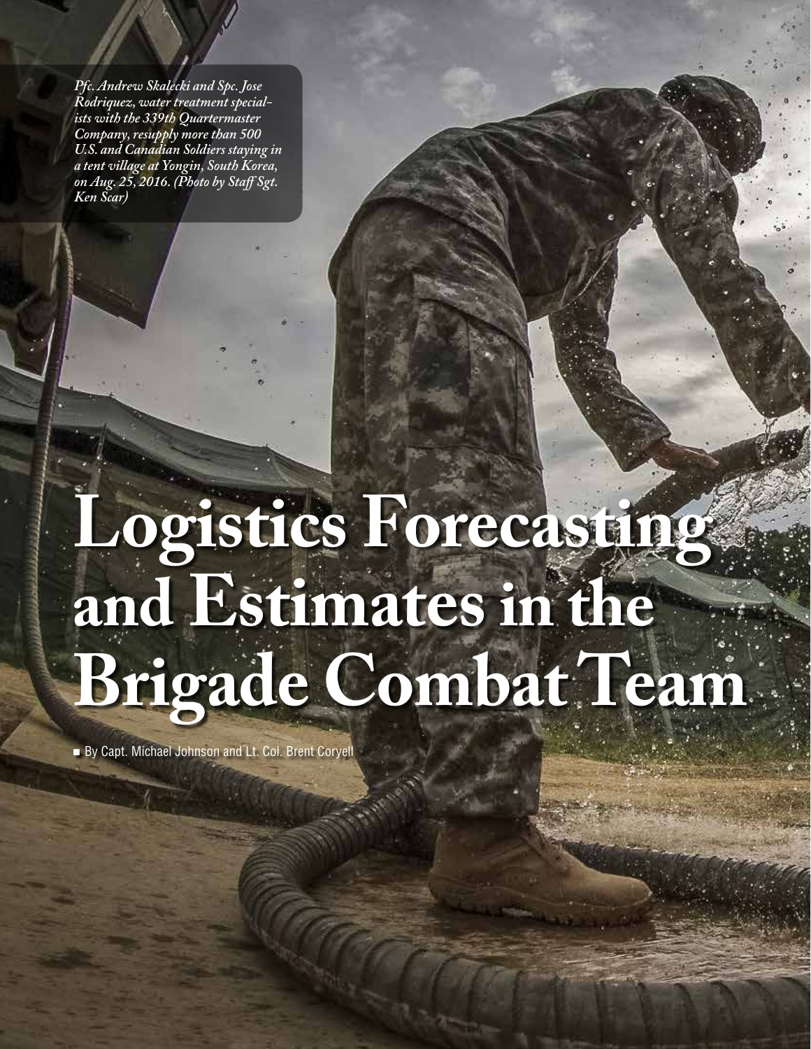*Pfc. Andrew Skalecki and Spc. Jose Rodriquez, water treatment specialists with the 339th Quartermaster Company, resupply more than 500 U.S. and Canadian Soldiers staying in a tent village at Yongin, South Korea, on Aug. 25, 2016. (Photo by Staff Sgt. Ken Scar)*

# Logistics Forecasting and Estimates in the Brigade Combat Team

By Capt. Michael Johnson and Lt. Col. Brent Coryell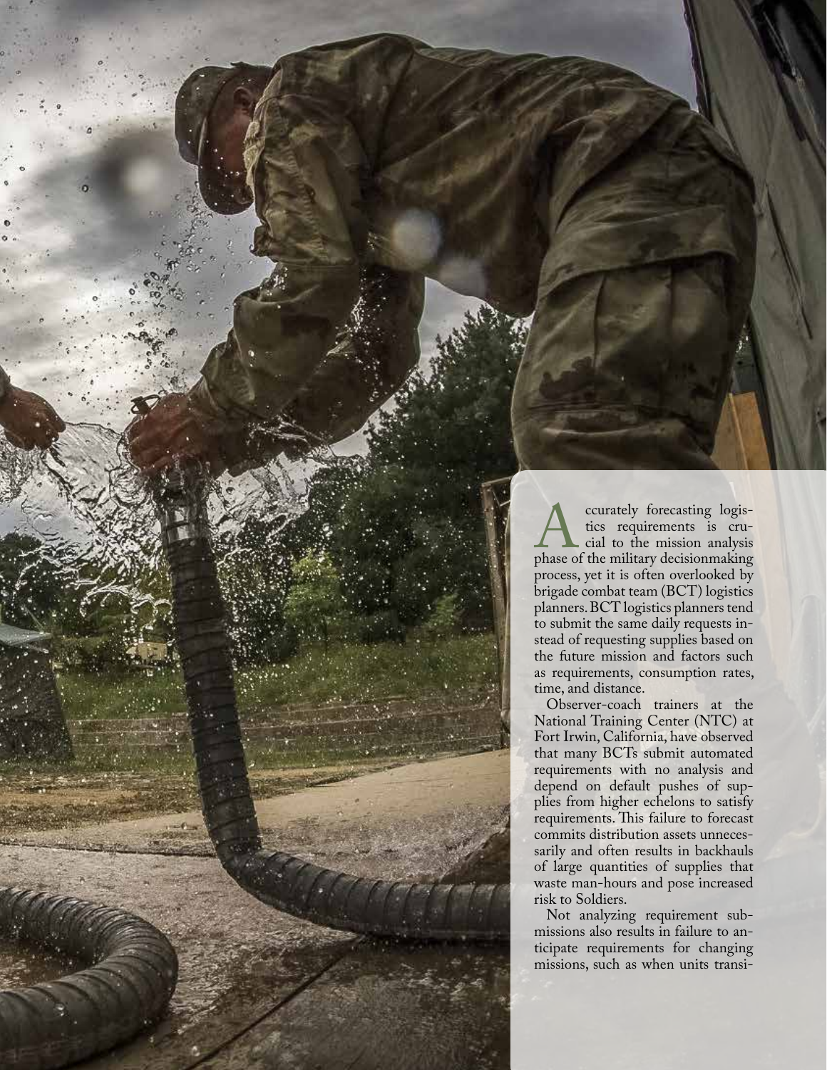Accurately forecasting logistics requirements is crucial to the mission analysis phase of the military decisionmaking process, yet it is often overlooked by brigade combat team (BCT) logistics planners. BCT logistics planners tend to submit the same daily requests instead of requesting supplies based on the future mission and factors such as requirements, consumption rates, time, and distance.

Observer-coach trainers at the National Training Center (NTC) at Fort Irwin, California, have observed that many BCTs submit automated requirements with no analysis and depend on default pushes of supplies from higher echelons to satisfy requirements. This failure to forecast commits distribution assets unnecessarily and often results in backhauls of large quantities of supplies that waste man-hours and pose increased risk to Soldiers.

Not analyzing requirement submissions also results in failure to anticipate requirements for changing missions, such as when units transi-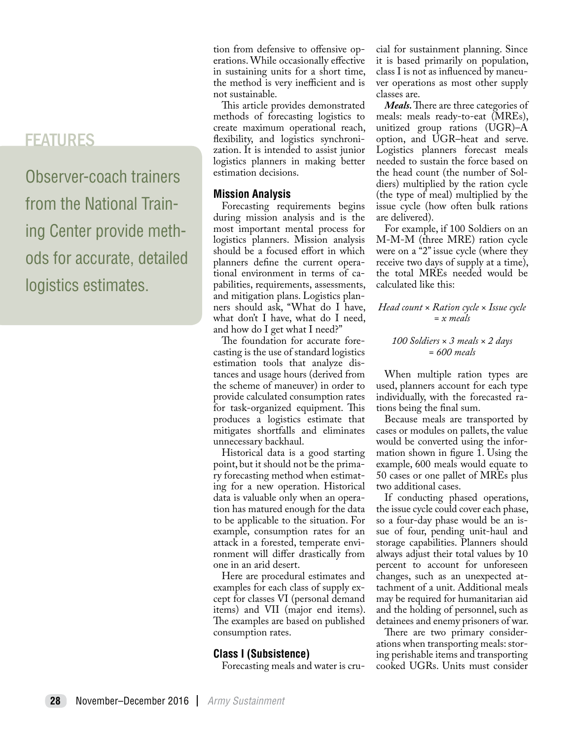## FEATURES

Observer-coach trainers from the National Training Center provide methods for accurate, detailed logistics estimates.

tion from defensive to offensive operations. While occasionally effective in sustaining units for a short time, the method is very inefficient and is not sustainable.

This article provides demonstrated methods of forecasting logistics to create maximum operational reach, flexibility, and logistics synchronization. It is intended to assist junior logistics planners in making better estimation decisions.

### Mission Analysis

Forecasting requirements begins during mission analysis and is the most important mental process for logistics planners. Mission analysis should be a focused effort in which planners define the current operational environment in terms of capabilities, requirements, assessments, and mitigation plans. Logistics planners should ask, "What do I have, what don't I have, what do I need, and how do I get what I need?"

The foundation for accurate forecasting is the use of standard logistics estimation tools that analyze distances and usage hours (derived from the scheme of maneuver) in order to provide calculated consumption rates for task-organized equipment. This produces a logistics estimate that mitigates shortfalls and eliminates unnecessary backhaul.

Historical data is a good starting point, but it should not be the primary forecasting method when estimating for a new operation. Historical data is valuable only when an operation has matured enough for the data to be applicable to the situation. For example, consumption rates for an attack in a forested, temperate environment will differ drastically from one in an arid desert.

Here are procedural estimates and examples for each class of supply except for classes VI (personal demand items) and VII (major end items). The examples are based on published consumption rates.

### Class I (Subsistence)

Forecasting meals and water is crucial for sustainment planning. Since it is based primarily on population, class I is not as influenced by maneuver operations as most other supply classes are.

***Meals.*** There are three categories of meals: meals ready-to-eat (MREs), unitized group rations (UGR)–A option, and UGR–heat and serve. Logistics planners forecast meals needed to sustain the force based on the head count (the number of Soldiers) multiplied by the ration cycle (the type of meal) multiplied by the issue cycle (how often bulk rations are delivered).

For example, if 100 Soldiers on an M-M-M (three MRE) ration cycle were on a "2" issue cycle (where they receive two days of supply at a time), the total MREs needed would be calculated like this:

*Head count × Ration cycle × Issue cycle = x meals*

*100 Soldiers × 3 meals × 2 days = 600 meals*

When multiple ration types are used, planners account for each type individually, with the forecasted rations being the final sum.

Because meals are transported by cases or modules on pallets, the value would be converted using the information shown in figure 1. Using the example, 600 meals would equate to 50 cases or one pallet of MREs plus two additional cases.

If conducting phased operations, the issue cycle could cover each phase, so a four-day phase would be an issue of four, pending unit-haul and storage capabilities. Planners should always adjust their total values by 10 percent to account for unforeseen changes, such as an unexpected attachment of a unit. Additional meals may be required for humanitarian aid and the holding of personnel, such as detainees and enemy prisoners of war.

There are two primary considerations when transporting meals: storing perishable items and transporting cooked UGRs. Units must consider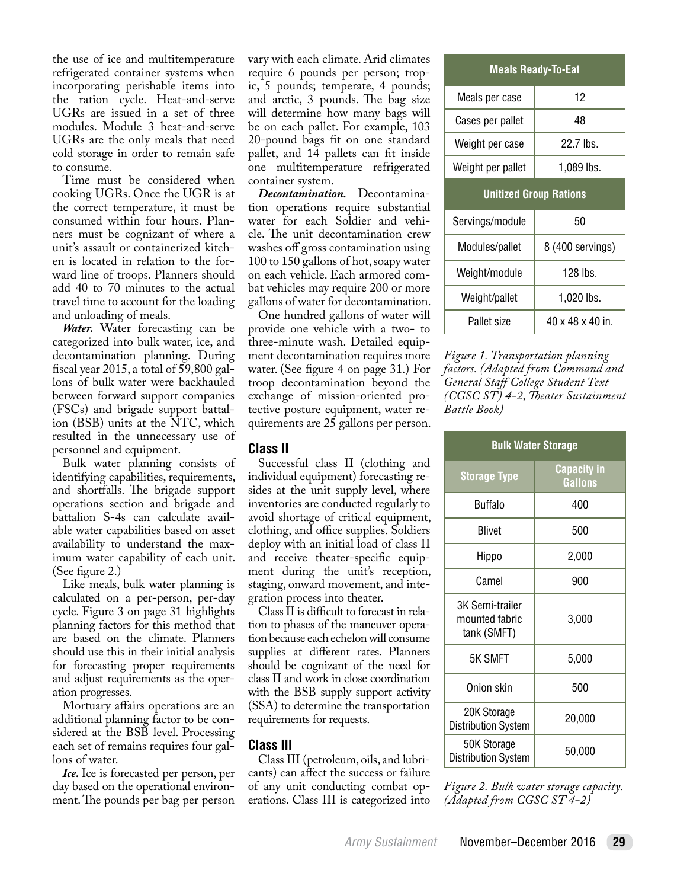the use of ice and multitemperature refrigerated container systems when incorporating perishable items into the ration cycle. Heat-and-serve UGRs are issued in a set of three modules. Module 3 heat-and-serve UGRs are the only meals that need cold storage in order to remain safe to consume.

Time must be considered when cooking UGRs. Once the UGR is at the correct temperature, it must be consumed within four hours. Planners must be cognizant of where a unit's assault or containerized kitchen is located in relation to the forward line of troops. Planners should add 40 to 70 minutes to the actual travel time to account for the loading and unloading of meals.

***Water.*** Water forecasting can be categorized into bulk water, ice, and decontamination planning. During fiscal year 2015, a total of 59,800 gallons of bulk water were backhauled between forward support companies (FSCs) and brigade support battalion (BSB) units at the NTC, which resulted in the unnecessary use of personnel and equipment.

Bulk water planning consists of identifying capabilities, requirements, and shortfalls. The brigade support operations section and brigade and battalion S-4s can calculate available water capabilities based on asset availability to understand the maximum water capability of each unit. (See figure 2.)

Like meals, bulk water planning is calculated on a per-person, per-day cycle. Figure 3 on page 31 highlights planning factors for this method that are based on the climate. Planners should use this in their initial analysis for forecasting proper requirements and adjust requirements as the operation progresses.

Mortuary affairs operations are an additional planning factor to be considered at the BSB level. Processing each set of remains requires four gallons of water.

***Ice.*** Ice is forecasted per person, per day based on the operational environment. The pounds per bag per person vary with each climate. Arid climates require 6 pounds per person; tropic, 5 pounds; temperate, 4 pounds; and arctic, 3 pounds. The bag size will determine how many bags will be on each pallet. For example, 103 20-pound bags fit on one standard pallet, and 14 pallets can fit inside one multitemperature refrigerated container system.

***Decontamination.*** Decontamination operations require substantial water for each Soldier and vehicle. The unit decontamination crew washes off gross contamination using 100 to 150 gallons of hot, soapy water on each vehicle. Each armored combat vehicles may require 200 or more gallons of water for decontamination.

One hundred gallons of water will provide one vehicle with a two- to three-minute wash. Detailed equipment decontamination requires more water. (See figure 4 on page 31.) For troop decontamination beyond the exchange of mission-oriented protective posture equipment, water requirements are 25 gallons per person.

## Class II

Successful class II (clothing and individual equipment) forecasting resides at the unit supply level, where inventories are conducted regularly to avoid shortage of critical equipment, clothing, and office supplies. Soldiers deploy with an initial load of class II and receive theater-specific equipment during the unit's reception, staging, onward movement, and integration process into theater.

Class II is difficult to forecast in relation to phases of the maneuver operation because each echelon will consume supplies at different rates. Planners should be cognizant of the need for class II and work in close coordination with the BSB supply support activity (SSA) to determine the transportation requirements for requests.

## Class III

Class III (petroleum, oils, and lubricants) can affect the success or failure of any unit conducting combat operations. Class III is categorized into

| Meals Ready-To-Eat | |
|---|---|
| Meals per case | 12 |
| Cases per pallet | 48 |
| Weight per case | 22.7 lbs. |
| Weight per pallet | 1,089 lbs. |
| **Unitized Group Rations** | |
| Servings/module | 50 |
| Modules/pallet | 8 (400 servings) |
| Weight/module | 128 lbs. |
| Weight/pallet | 1,020 lbs. |
| Pallet size | 40 x 48 x 40 in. |

*Figure 1. Transportation planning factors. (Adapted from Command and General Staff College Student Text (CGSC ST) 4-2, Theater Sustainment Battle Book)*

| Bulk Water Storage | |
|---|---|
| **Storage Type** | **Capacity in Gallons** |
| Buffalo | 400 |
| Blivet | 500 |
| Hippo | 2,000 |
| Camel | 900 |
| 3K Semi-trailer mounted fabric tank (SMFT) | 3,000 |
| 5K SMFT | 5,000 |
| Onion skin | 500 |
| 20K Storage Distribution System | 20,000 |
| 50K Storage Distribution System | 50,000 |

*Figure 2. Bulk water storage capacity. (Adapted from CGSC ST 4-2)*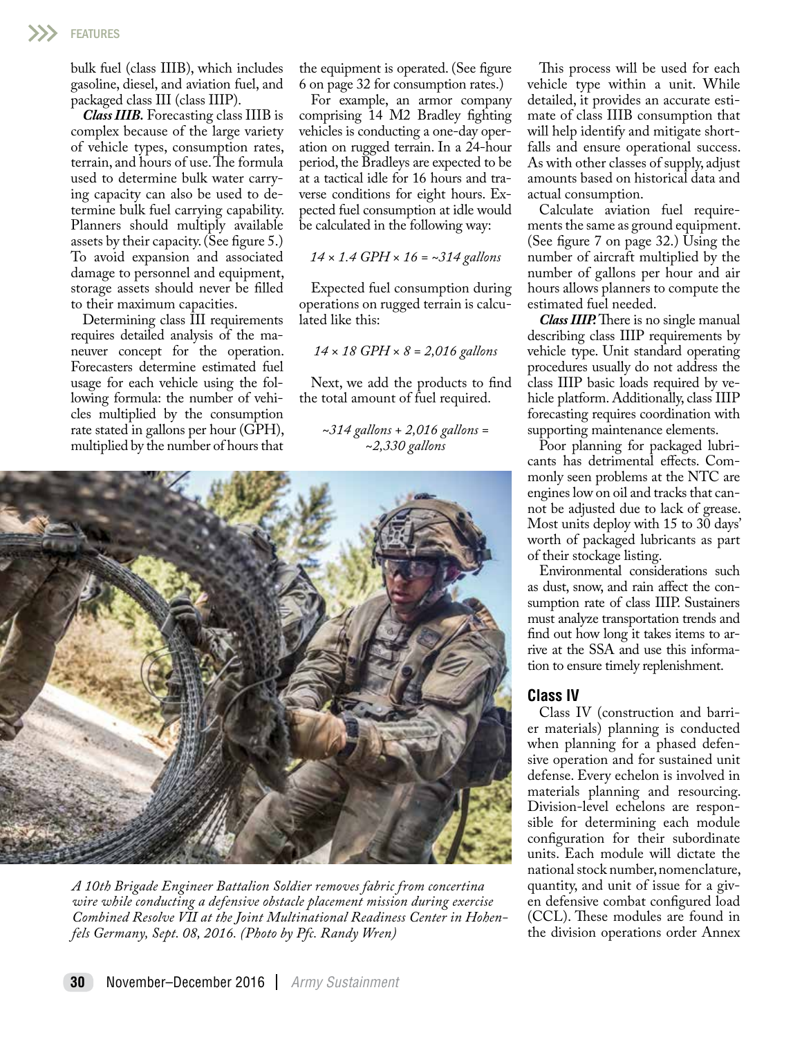bulk fuel (class IIIB), which includes gasoline, diesel, and aviation fuel, and packaged class III (class IIIP).

***Class IIIB.*** Forecasting class IIIB is complex because of the large variety of vehicle types, consumption rates, terrain, and hours of use. The formula used to determine bulk water carrying capacity can also be used to determine bulk fuel carrying capability. Planners should multiply available assets by their capacity. (See figure 5.) To avoid expansion and associated damage to personnel and equipment, storage assets should never be filled to their maximum capacities.

Determining class III requirements requires detailed analysis of the maneuver concept for the operation. Forecasters determine estimated fuel usage for each vehicle using the following formula: the number of vehicles multiplied by the consumption rate stated in gallons per hour (GPH), multiplied by the number of hours that the equipment is operated. (See figure 6 on page 32 for consumption rates.)

For example, an armor company comprising 14 M2 Bradley fighting vehicles is conducting a one-day operation on rugged terrain. In a 24-hour period, the Bradleys are expected to be at a tactical idle for 16 hours and traverse conditions for eight hours. Expected fuel consumption at idle would be calculated in the following way:

*14 × 1.4 GPH × 16 = ~314 gallons*

Expected fuel consumption during operations on rugged terrain is calculated like this:

*14 × 18 GPH × 8 = 2,016 gallons*

Next, we add the products to find the total amount of fuel required.

*~314 gallons + 2,016 gallons = ~2,330 gallons*

This process will be used for each vehicle type within a unit. While detailed, it provides an accurate estimate of class IIIB consumption that will help identify and mitigate shortfalls and ensure operational success. As with other classes of supply, adjust amounts based on historical data and actual consumption.

Calculate aviation fuel requirements the same as ground equipment. (See figure 7 on page 32.) Using the number of aircraft multiplied by the number of gallons per hour and air hours allows planners to compute the estimated fuel needed.

***Class IIIP.*** There is no single manual describing class IIIP requirements by vehicle type. Unit standard operating procedures usually do not address the class IIIP basic loads required by vehicle platform. Additionally, class IIIP forecasting requires coordination with supporting maintenance elements.

Poor planning for packaged lubricants has detrimental effects. Commonly seen problems at the NTC are engines low on oil and tracks that cannot be adjusted due to lack of grease. Most units deploy with 15 to 30 days' worth of packaged lubricants as part of their stockage listing.

Environmental considerations such as dust, snow, and rain affect the consumption rate of class IIIP. Sustainers must analyze transportation trends and find out how long it takes items to arrive at the SSA and use this information to ensure timely replenishment.

*A 10th Brigade Engineer Battalion Soldier removes fabric from concertina wire while conducting a defensive obstacle placement mission during exercise Combined Resolve VII at the Joint Multinational Readiness Center in Hohenfels Germany, Sept. 08, 2016. (Photo by Pfc. Randy Wren)*

## Class IV

Class IV (construction and barrier materials) planning is conducted when planning for a phased defensive operation and for sustained unit defense. Every echelon is involved in materials planning and resourcing. Division-level echelons are responsible for determining each module configuration for their subordinate units. Each module will dictate the national stock number, nomenclature, quantity, and unit of issue for a given defensive combat configured load (CCL). These modules are found in the division operations order Annex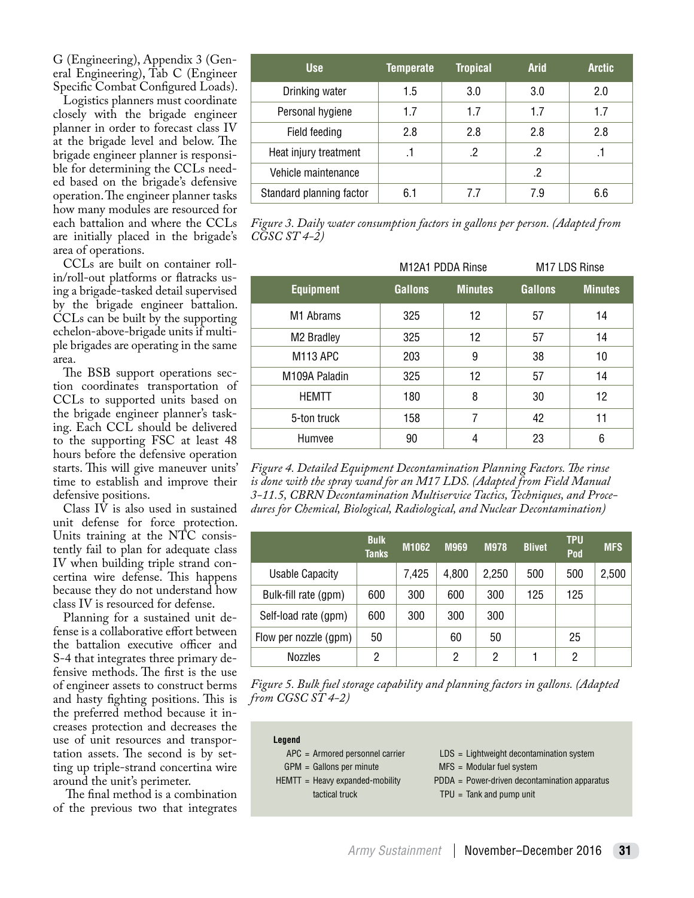G (Engineering), Appendix 3 (General Engineering), Tab C (Engineer Specific Combat Configured Loads).

Logistics planners must coordinate closely with the brigade engineer planner in order to forecast class IV at the brigade level and below. The brigade engineer planner is responsible for determining the CCLs needed based on the brigade's defensive operation. The engineer planner tasks how many modules are resourced for each battalion and where the CCLs are initially placed in the brigade's area of operations.

CCLs are built on container roll-in/roll-out platforms or flatracks using a brigade-tasked detail supervised by the brigade engineer battalion. CCLs can be built by the supporting echelon-above-brigade units if multiple brigades are operating in the same area.

The BSB support operations section coordinates transportation of CCLs to supported units based on the brigade engineer planner's tasking. Each CCL should be delivered to the supporting FSC at least 48 hours before the defensive operation starts. This will give maneuver units' time to establish and improve their defensive positions.

Class IV is also used in sustained unit defense for force protection. Units training at the NTC consistently fail to plan for adequate class IV when building triple strand concertina wire defense. This happens because they do not understand how class IV is resourced for defense.

Planning for a sustained unit defense is a collaborative effort between the battalion executive officer and S-4 that integrates three primary defensive methods. The first is the use of engineer assets to construct berms and hasty fighting positions. This is the preferred method because it increases protection and decreases the use of unit resources and transportation assets. The second is by setting up triple-strand concertina wire around the unit's perimeter.

The final method is a combination of the previous two that integrates

| Use | Temperate | Tropical | Arid | Arctic |
|---|---|---|---|---|
| Drinking water | 1.5 | 3.0 | 3.0 | 2.0 |
| Personal hygiene | 1.7 | 1.7 | 1.7 | 1.7 |
| Field feeding | 2.8 | 2.8 | 2.8 | 2.8 |
| Heat injury treatment | .1 | .2 | .2 | .1 |
| Vehicle maintenance | | | .2 | |
| Standard planning factor | 6.1 | 7.7 | 7.9 | 6.6 |

*Figure 3. Daily water consumption factors in gallons per person. (Adapted from CGSC ST 4-2)*

| | M12A1 PDDA Rinse | | M17 LDS Rinse | |
|---|---|---|---|---|
| **Equipment** | **Gallons** | **Minutes** | **Gallons** | **Minutes** |
| M1 Abrams | 325 | 12 | 57 | 14 |
| M2 Bradley | 325 | 12 | 57 | 14 |
| M113 APC | 203 | 9 | 38 | 10 |
| M109A Paladin | 325 | 12 | 57 | 14 |
| HEMTT | 180 | 8 | 30 | 12 |
| 5-ton truck | 158 | 7 | 42 | 11 |
| Humvee | 90 | 4 | 23 | 6 |

*Figure 4. Detailed Equipment Decontamination Planning Factors. The rinse is done with the spray wand for an M17 LDS. (Adapted from Field Manual 3-11.5, CBRN Decontamination Multiservice Tactics, Techniques, and Procedures for Chemical, Biological, Radiological, and Nuclear Decontamination)*

| | Bulk Tanks | M1062 | M969 | M978 | Blivet | TPU Pod | MFS |
|---|---|---|---|---|---|---|---|
| Usable Capacity | | 7,425 | 4,800 | 2,250 | 500 | 500 | 2,500 |
| Bulk-fill rate (gpm) | 600 | 300 | 600 | 300 | 125 | 125 | |
| Self-load rate (gpm) | 600 | 300 | 300 | 300 | | | |
| Flow per nozzle (gpm) | 50 | | 60 | 50 | | 25 | |
| Nozzles | 2 | | 2 | 2 | 1 | 2 | |

*Figure 5. Bulk fuel storage capability and planning factors in gallons. (Adapted from CGSC ST 4-2)*

**Legend**

APC = Armored personnel carrier
GPM = Gallons per minute
HEMTT = Heavy expanded-mobility tactical truck
LDS = Lightweight decontamination system
MFS = Modular fuel system
PDDA = Power-driven decontamination apparatus
TPU = Tank and pump unit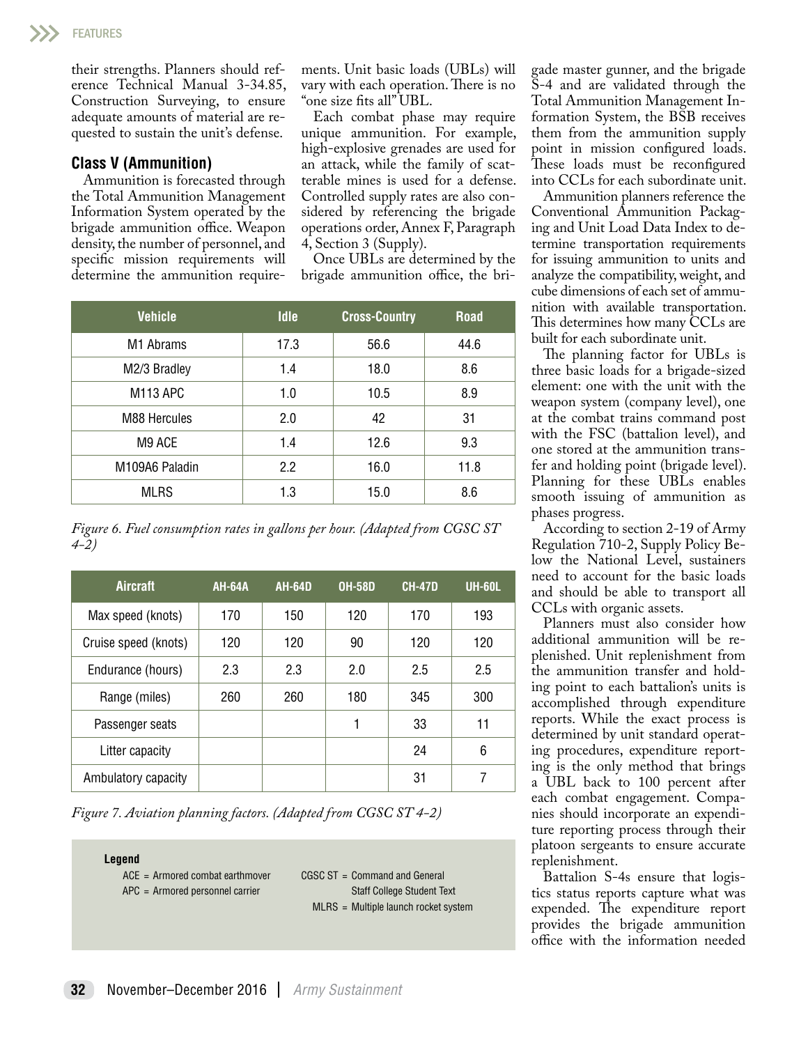their strengths. Planners should reference Technical Manual 3-34.85, Construction Surveying, to ensure adequate amounts of material are requested to sustain the unit's defense.

### Class V (Ammunition)

Ammunition is forecasted through the Total Ammunition Management Information System operated by the brigade ammunition office. Weapon density, the number of personnel, and specific mission requirements will determine the ammunition requirements. Unit basic loads (UBLs) will vary with each operation. There is no "one size fits all" UBL.

Each combat phase may require unique ammunition. For example, high-explosive grenades are used for an attack, while the family of scatterable mines is used for a defense. Controlled supply rates are also considered by referencing the brigade operations order, Annex F, Paragraph 4, Section 3 (Supply).

Once UBLs are determined by the brigade ammunition office, the brigade master gunner, and the brigade S-4 and are validated through the Total Ammunition Management Information System, the BSB receives them from the ammunition supply point in mission configured loads. These loads must be reconfigured into CCLs for each subordinate unit.

Ammunition planners reference the Conventional Ammunition Packaging and Unit Load Data Index to determine transportation requirements for issuing ammunition to units and analyze the compatibility, weight, and cube dimensions of each set of ammunition with available transportation. This determines how many CCLs are built for each subordinate unit.

The planning factor for UBLs is three basic loads for a brigade-sized element: one with the unit with the weapon system (company level), one at the combat trains command post with the FSC (battalion level), and one stored at the ammunition transfer and holding point (brigade level). Planning for these UBLs enables smooth issuing of ammunition as phases progress.

According to section 2-19 of Army Regulation 710-2, Supply Policy Below the National Level, sustainers need to account for the basic loads and should be able to transport all CCLs with organic assets.

Planners must also consider how additional ammunition will be replenished. Unit replenishment from the ammunition transfer and holding point to each battalion's units is accomplished through expenditure reports. While the exact process is determined by unit standard operating procedures, expenditure reporting is the only method that brings a UBL back to 100 percent after each combat engagement. Companies should incorporate an expenditure reporting process through their platoon sergeants to ensure accurate replenishment.

Battalion S-4s ensure that logistics status reports capture what was expended. The expenditure report provides the brigade ammunition office with the information needed

| Vehicle | Idle | Cross-Country | Road |
|---|---|---|---|
| M1 Abrams | 17.3 | 56.6 | 44.6 |
| M2/3 Bradley | 1.4 | 18.0 | 8.6 |
| M113 APC | 1.0 | 10.5 | 8.9 |
| M88 Hercules | 2.0 | 42 | 31 |
| M9 ACE | 1.4 | 12.6 | 9.3 |
| M109A6 Paladin | 2.2 | 16.0 | 11.8 |
| MLRS | 1.3 | 15.0 | 8.6 |

*Figure 6. Fuel consumption rates in gallons per hour. (Adapted from CGSC ST 4-2)*

| Aircraft | AH-64A | AH-64D | OH-58D | CH-47D | UH-60L |
|---|---|---|---|---|---|
| Max speed (knots) | 170 | 150 | 120 | 170 | 193 |
| Cruise speed (knots) | 120 | 120 | 90 | 120 | 120 |
| Endurance (hours) | 2.3 | 2.3 | 2.0 | 2.5 | 2.5 |
| Range (miles) | 260 | 260 | 180 | 345 | 300 |
| Passenger seats | | | 1 | 33 | 11 |
| Litter capacity | | | | 24 | 6 |
| Ambulatory capacity | | | | 31 | 7 |

*Figure 7. Aviation planning factors. (Adapted from CGSC ST 4-2)*

**Legend**

ACE = Armored combat earthmover
APC = Armored personnel carrier
CGSC ST = Command and General Staff College Student Text
MLRS = Multiple launch rocket system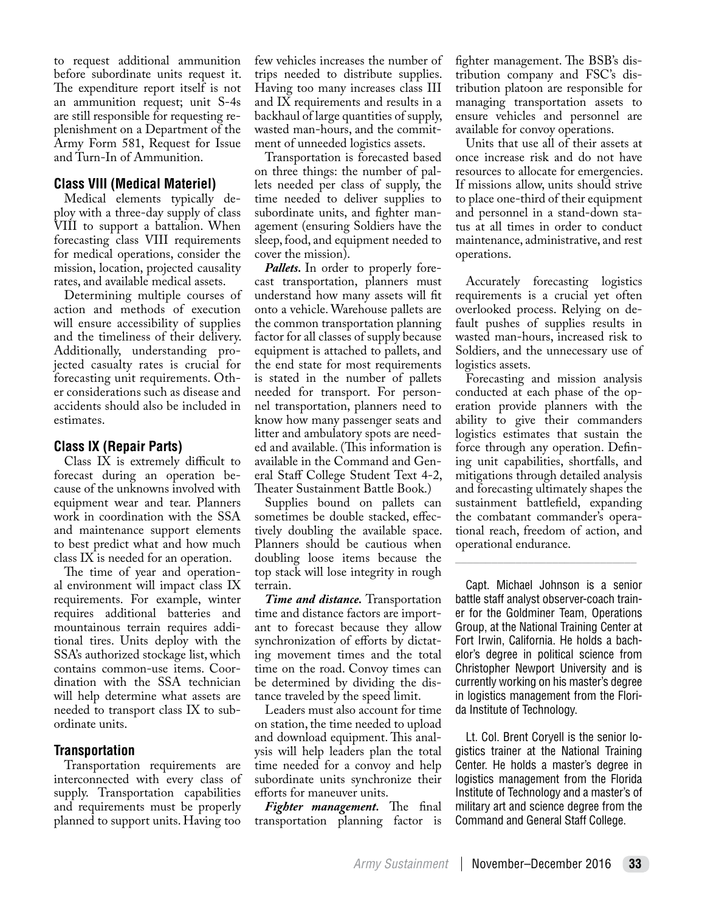to request additional ammunition before subordinate units request it. The expenditure report itself is not an ammunition request; unit S-4s are still responsible for requesting replenishment on a Department of the Army Form 581, Request for Issue and Turn-In of Ammunition.

### Class VIII (Medical Materiel)

Medical elements typically deploy with a three-day supply of class VIII to support a battalion. When forecasting class VIII requirements for medical operations, consider the mission, location, projected causality rates, and available medical assets.

Determining multiple courses of action and methods of execution will ensure accessibility of supplies and the timeliness of their delivery. Additionally, understanding projected casualty rates is crucial for forecasting unit requirements. Other considerations such as disease and accidents should also be included in estimates.

### Class IX (Repair Parts)

Class IX is extremely difficult to forecast during an operation because of the unknowns involved with equipment wear and tear. Planners work in coordination with the SSA and maintenance support elements to best predict what and how much class IX is needed for an operation.

The time of year and operational environment will impact class IX requirements. For example, winter requires additional batteries and mountainous terrain requires additional tires. Units deploy with the SSA's authorized stockage list, which contains common-use items. Coordination with the SSA technician will help determine what assets are needed to transport class IX to subordinate units.

### Transportation

Transportation requirements are interconnected with every class of supply. Transportation capabilities and requirements must be properly planned to support units. Having too few vehicles increases the number of trips needed to distribute supplies. Having too many increases class III and IX requirements and results in a backhaul of large quantities of supply, wasted man-hours, and the commitment of unneeded logistics assets.

Transportation is forecasted based on three things: the number of pallets needed per class of supply, the time needed to deliver supplies to subordinate units, and fighter management (ensuring Soldiers have the sleep, food, and equipment needed to cover the mission).

***Pallets.*** In order to properly forecast transportation, planners must understand how many assets will fit onto a vehicle. Warehouse pallets are the common transportation planning factor for all classes of supply because equipment is attached to pallets, and the end state for most requirements is stated in the number of pallets needed for transport. For personnel transportation, planners need to know how many passenger seats and litter and ambulatory spots are needed and available. (This information is available in the Command and General Staff College Student Text 4-2, Theater Sustainment Battle Book.)

Supplies bound on pallets can sometimes be double stacked, effectively doubling the available space. Planners should be cautious when doubling loose items because the top stack will lose integrity in rough terrain.

***Time and distance.*** Transportation time and distance factors are important to forecast because they allow synchronization of efforts by dictating movement times and the total time on the road. Convoy times can be determined by dividing the distance traveled by the speed limit.

Leaders must also account for time on station, the time needed to upload and download equipment. This analysis will help leaders plan the total time needed for a convoy and help subordinate units synchronize their efforts for maneuver units.

***Fighter management.*** The final transportation planning factor is fighter management. The BSB's distribution company and FSC's distribution platoon are responsible for managing transportation assets to ensure vehicles and personnel are available for convoy operations.

Units that use all of their assets at once increase risk and do not have resources to allocate for emergencies. If missions allow, units should strive to place one-third of their equipment and personnel in a stand-down status at all times in order to conduct maintenance, administrative, and rest operations.

Accurately forecasting logistics requirements is a crucial yet often overlooked process. Relying on default pushes of supplies results in wasted man-hours, increased risk to Soldiers, and the unnecessary use of logistics assets.

Forecasting and mission analysis conducted at each phase of the operation provide planners with the ability to give their commanders logistics estimates that sustain the force through any operation. Defining unit capabilities, shortfalls, and mitigations through detailed analysis and forecasting ultimately shapes the sustainment battlefield, expanding the combatant commander's operational reach, freedom of action, and operational endurance.

---

Capt. Michael Johnson is a senior battle staff analyst observer-coach trainer for the Goldminer Team, Operations Group, at the National Training Center at Fort Irwin, California. He holds a bachelor's degree in political science from Christopher Newport University and is currently working on his master's degree in logistics management from the Florida Institute of Technology.

Lt. Col. Brent Coryell is the senior logistics trainer at the National Training Center. He holds a master's degree in logistics management from the Florida Institute of Technology and a master's of military art and science degree from the Command and General Staff College.